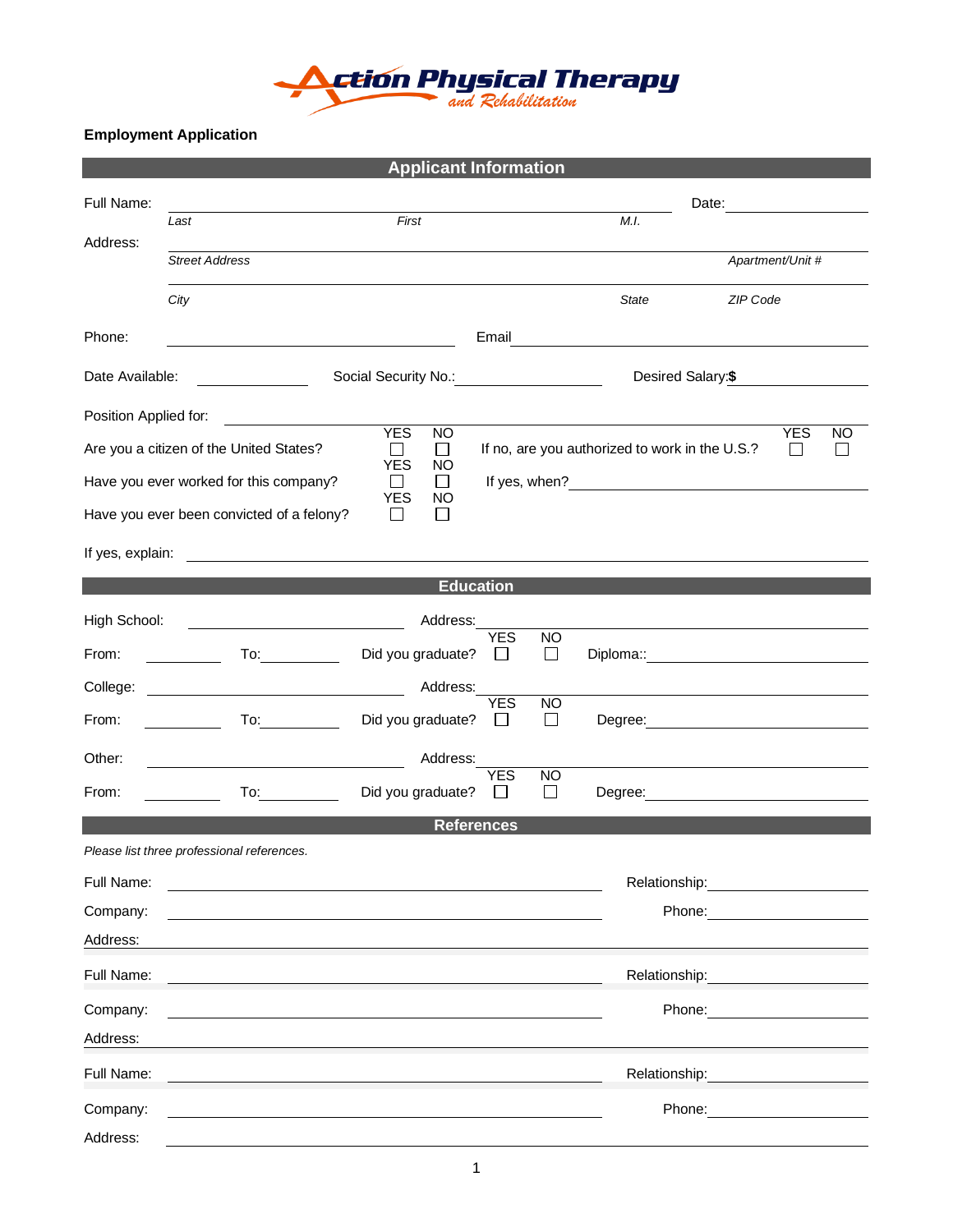# Action Physical Therapy and Rehabilitation

**Employment Application**

## Applicant Information

Full Name: ______________________________________________ Date: ____________

*Last* *First* *M.I.*

Address: ______________________________________________

*Street Address* *Apartment/Unit #*

______________________________________________

*City* *State* *ZIP Code*

Phone: ____________________ Email ____________________

Date Available: ____________ Social Security No.: ____________ Desired Salary: $ ____________

Position Applied for: ______________________________________________

Are you a citizen of the United States? YES ☐ NO ☐ If no, are you authorized to work in the U.S.? YES ☐ NO ☐

Have you ever worked for this company? YES ☐ NO ☐ If yes, when? ____________________

Have you ever been convicted of a felony? YES ☐ NO ☐

If yes, explain: ______________________________________________

## Education

High School: ____________________ Address: ____________________

From: __________ To: __________ Did you graduate? YES ☐ NO ☐ Diploma:: ____________________

College: ____________________ Address: ____________________

From: __________ To: __________ Did you graduate? YES ☐ NO ☐ Degree: ____________________

Other: ____________________ Address: ____________________

From: __________ To: __________ Did you graduate? YES ☐ NO ☐ Degree: ____________________

## References

*Please list three professional references.*

Full Name: ______________________________ Relationship: ____________

Company: ______________________________ Phone: ____________

Address: ______________________________________________

Full Name: ______________________________ Relationship: ____________

Company: ______________________________ Phone: ____________

Address: ______________________________________________

Full Name: ______________________________ Relationship: ____________

Company: ______________________________ Phone: ____________

Address: ______________________________________________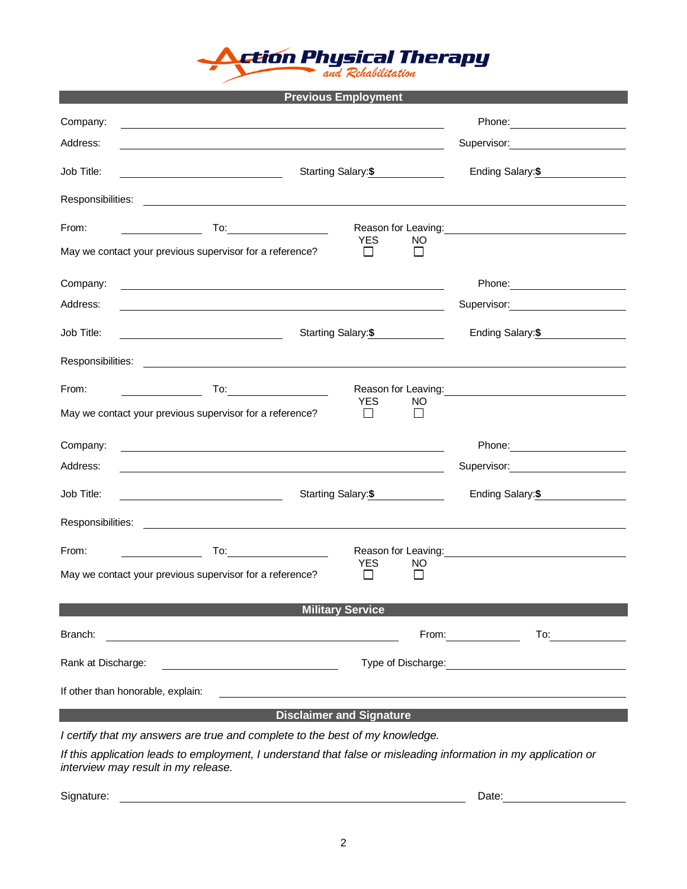# Action Physical Therapy and Rehabilitation

## Previous Employment

Company: ______________________ Phone: ______________

Address: ______________________ Supervisor: ______________

Job Title: ______________ Starting Salary:**$** ________ Ending Salary:**$** ________

Responsibilities: ______________________________________________

From: ________ To: ________ Reason for Leaving: ______________

May we contact your previous supervisor for a reference? YES ☐ NO ☐

Company: ______________________ Phone: ______________

Address: ______________________ Supervisor: ______________

Job Title: ______________ Starting Salary:**$** ________ Ending Salary:**$** ________

Responsibilities: ______________________________________________

From: ________ To: ________ Reason for Leaving: ______________

May we contact your previous supervisor for a reference? YES ☐ NO ☐

Company: ______________________ Phone: ______________

Address: ______________________ Supervisor: ______________

Job Title: ______________ Starting Salary:**$** ________ Ending Salary:**$** ________

Responsibilities: ______________________________________________

From: ________ To: ________ Reason for Leaving: ______________

May we contact your previous supervisor for a reference? YES ☐ NO ☐

## Military Service

Branch: ______________________ From: ________ To: ________

Rank at Discharge: ______________ Type of Discharge: ______________

If other than honorable, explain: ______________________________

## Disclaimer and Signature

*I certify that my answers are true and complete to the best of my knowledge.*

*If this application leads to employment, I understand that false or misleading information in my application or interview may result in my release.*

Signature: ______________________________ Date: ______________